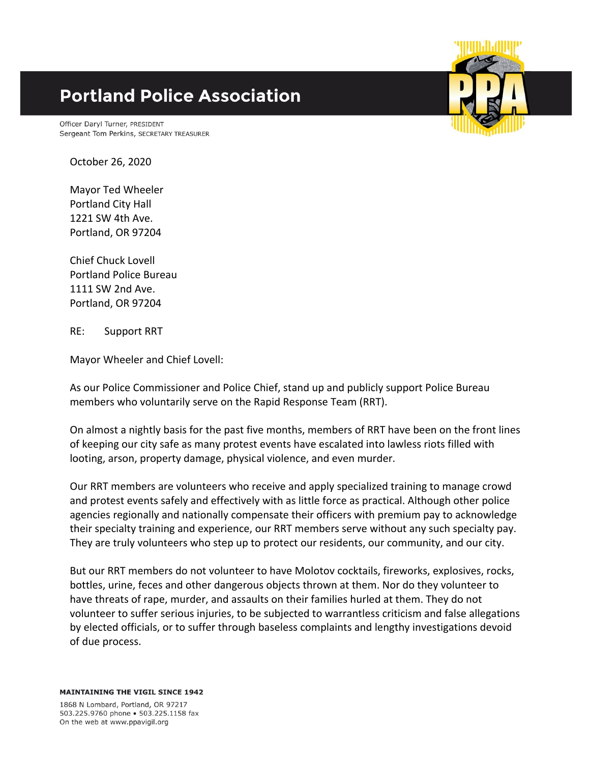# Portland Police Association

Officer Daryl Turner, PRESIDENT
Sergeant Tom Perkins, SECRETARY TREASURER

October 26, 2020

Mayor Ted Wheeler
Portland City Hall
1221 SW 4th Ave.
Portland, OR 97204

Chief Chuck Lovell
Portland Police Bureau
1111 SW 2nd Ave.
Portland, OR 97204

RE: Support RRT

Mayor Wheeler and Chief Lovell:

As our Police Commissioner and Police Chief, stand up and publicly support Police Bureau members who voluntarily serve on the Rapid Response Team (RRT).

On almost a nightly basis for the past five months, members of RRT have been on the front lines of keeping our city safe as many protest events have escalated into lawless riots filled with looting, arson, property damage, physical violence, and even murder.

Our RRT members are volunteers who receive and apply specialized training to manage crowd and protest events safely and effectively with as little force as practical. Although other police agencies regionally and nationally compensate their officers with premium pay to acknowledge their specialty training and experience, our RRT members serve without any such specialty pay. They are truly volunteers who step up to protect our residents, our community, and our city.

But our RRT members do not volunteer to have Molotov cocktails, fireworks, explosives, rocks, bottles, urine, feces and other dangerous objects thrown at them. Nor do they volunteer to have threats of rape, murder, and assaults on their families hurled at them. They do not volunteer to suffer serious injuries, to be subjected to warrantless criticism and false allegations by elected officials, or to suffer through baseless complaints and lengthy investigations devoid of due process.

**MAINTAINING THE VIGIL SINCE 1942**

1868 N Lombard, Portland, OR 97217
503.225.9760 phone • 503.225.1158 fax
On the web at www.ppavigil.org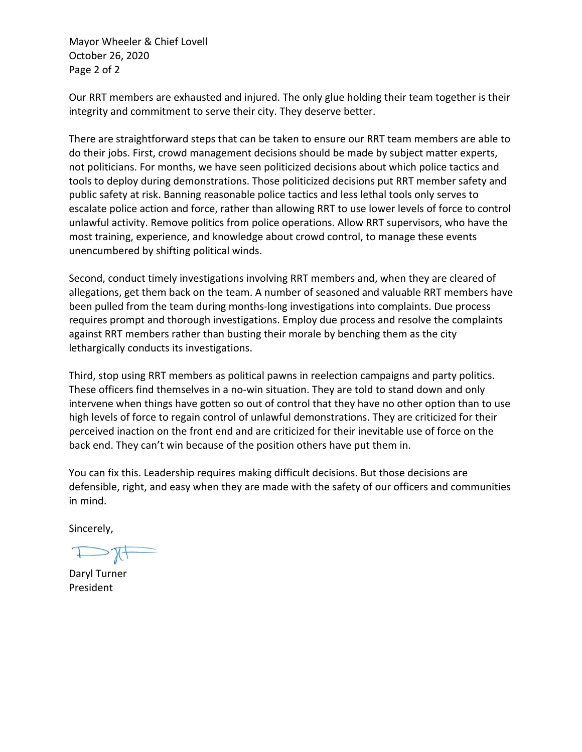Our RRT members are exhausted and injured. The only glue holding their team together is their integrity and commitment to serve their city. They deserve better.

There are straightforward steps that can be taken to ensure our RRT team members are able to do their jobs. First, crowd management decisions should be made by subject matter experts, not politicians. For months, we have seen politicized decisions about which police tactics and tools to deploy during demonstrations. Those politicized decisions put RRT member safety and public safety at risk. Banning reasonable police tactics and less lethal tools only serves to escalate police action and force, rather than allowing RRT to use lower levels of force to control unlawful activity. Remove politics from police operations. Allow RRT supervisors, who have the most training, experience, and knowledge about crowd control, to manage these events unencumbered by shifting political winds.

Second, conduct timely investigations involving RRT members and, when they are cleared of allegations, get them back on the team. A number of seasoned and valuable RRT members have been pulled from the team during months-long investigations into complaints. Due process requires prompt and thorough investigations. Employ due process and resolve the complaints against RRT members rather than busting their morale by benching them as the city lethargically conducts its investigations.

Third, stop using RRT members as political pawns in reelection campaigns and party politics. These officers find themselves in a no-win situation. They are told to stand down and only intervene when things have gotten so out of control that they have no other option than to use high levels of force to regain control of unlawful demonstrations. They are criticized for their perceived inaction on the front end and are criticized for their inevitable use of force on the back end. They can't win because of the position others have put them in.

You can fix this. Leadership requires making difficult decisions. But those decisions are defensible, right, and easy when they are made with the safety of our officers and communities in mind.

Sincerely,

Daryl Turner
President